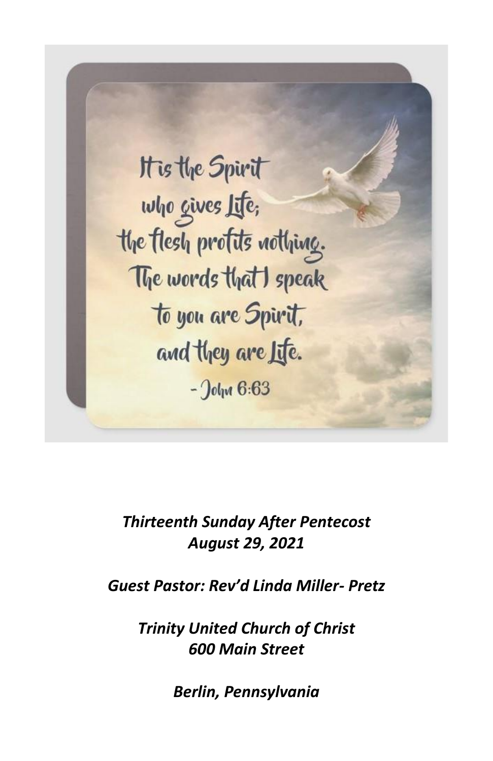It is the Spirit who gives Life; the flesh profits nothing. The words that I speak to you are Spirit, and they are Life.

- John 6:63

*Thirteenth Sunday After Pentecost*
*August 29, 2021*

*Guest Pastor: Rev'd Linda Miller- Pretz*

*Trinity United Church of Christ*
*600 Main Street*

*Berlin, Pennsylvania*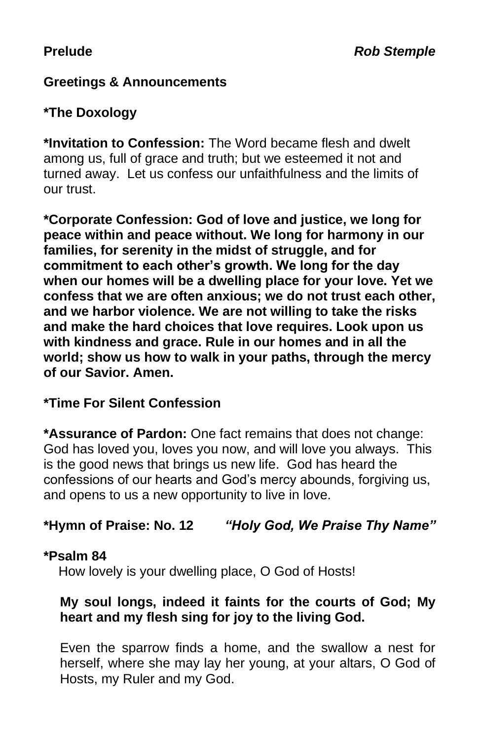**Prelude** *Rob Stemple*

**Greetings & Announcements**

**\*The Doxology**

**\*Invitation to Confession:** The Word became flesh and dwelt among us, full of grace and truth; but we esteemed it not and turned away. Let us confess our unfaithfulness and the limits of our trust.

**\*Corporate Confession: God of love and justice, we long for peace within and peace without. We long for harmony in our families, for serenity in the midst of struggle, and for commitment to each other's growth. We long for the day when our homes will be a dwelling place for your love. Yet we confess that we are often anxious; we do not trust each other, and we harbor violence. We are not willing to take the risks and make the hard choices that love requires. Look upon us with kindness and grace. Rule in our homes and in all the world; show us how to walk in your paths, through the mercy of our Savior. Amen.**

**\*Time For Silent Confession**

**\*Assurance of Pardon:** One fact remains that does not change: God has loved you, loves you now, and will love you always. This is the good news that brings us new life. God has heard the confessions of our hearts and God's mercy abounds, forgiving us, and opens to us a new opportunity to live in love.

**\*Hymn of Praise: No. 12** ***"Holy God, We Praise Thy Name"***

**\*Psalm 84**

How lovely is your dwelling place, O God of Hosts!

**My soul longs, indeed it faints for the courts of God; My heart and my flesh sing for joy to the living God.**

Even the sparrow finds a home, and the swallow a nest for herself, where she may lay her young, at your altars, O God of Hosts, my Ruler and my God.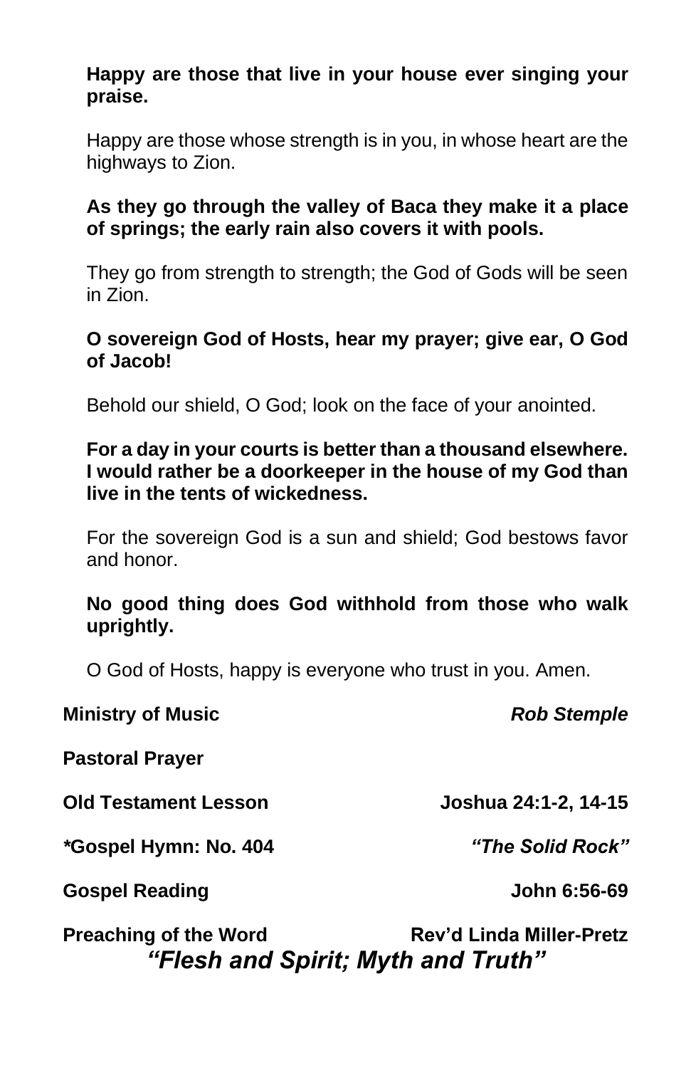**Happy are those that live in your house ever singing your praise.**

Happy are those whose strength is in you, in whose heart are the highways to Zion.

**As they go through the valley of Baca they make it a place of springs; the early rain also covers it with pools.**

They go from strength to strength; the God of Gods will be seen in Zion.

**O sovereign God of Hosts, hear my prayer; give ear, O God of Jacob!**

Behold our shield, O God; look on the face of your anointed.

**For a day in your courts is better than a thousand elsewhere. I would rather be a doorkeeper in the house of my God than live in the tents of wickedness.**

For the sovereign God is a sun and shield; God bestows favor and honor.

**No good thing does God withhold from those who walk uprightly.**

O God of Hosts, happy is everyone who trust in you. Amen.

**Ministry of Music** ***Rob Stemple***

**Pastoral Prayer**

**Old Testament Lesson** **Joshua 24:1-2, 14-15**

***Gospel Hymn: No. 404** ***"The Solid Rock"***

**Gospel Reading** **John 6:56-69**

**Preaching of the Word** **Rev'd Linda Miller-Pretz**

***"Flesh and Spirit; Myth and Truth"***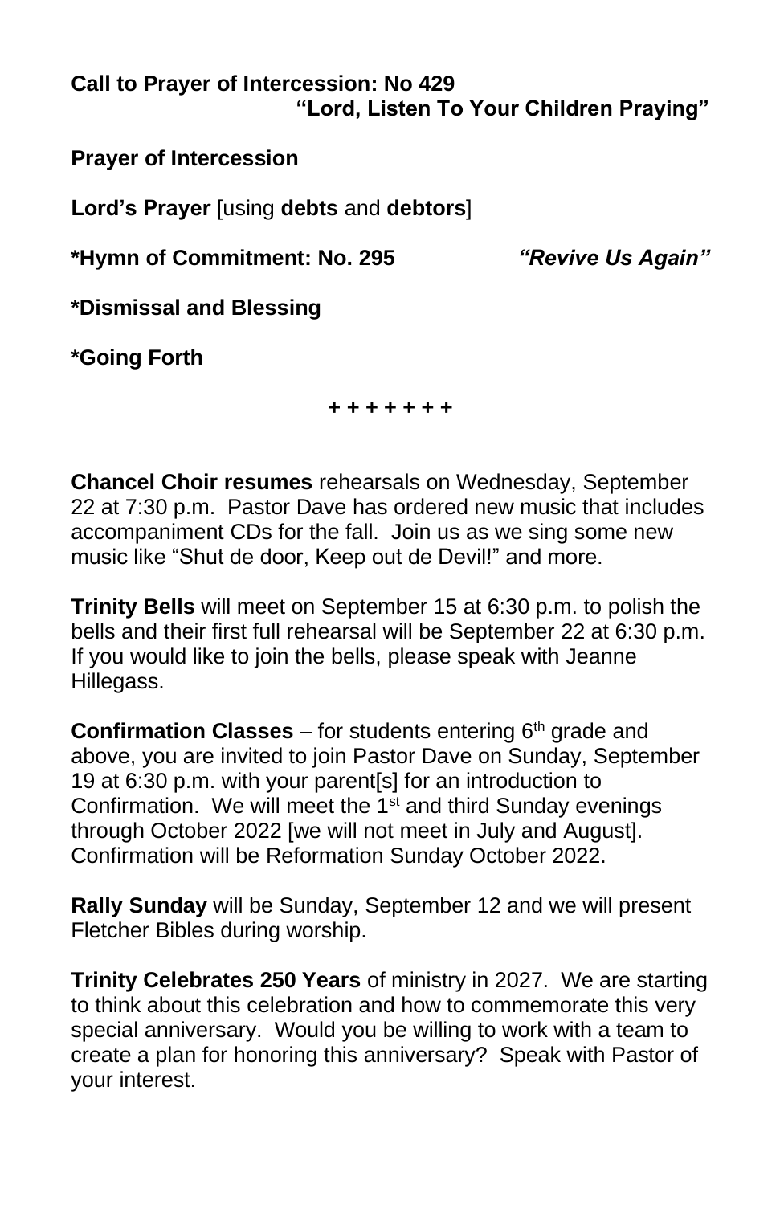**Call to Prayer of Intercession: No 429**
**"Lord, Listen To Your Children Praying"**

**Prayer of Intercession**

**Lord's Prayer** [using **debts** and **debtors**]

**\*Hymn of Commitment: No. 295** ***"Revive Us Again"***

**\*Dismissal and Blessing**

**\*Going Forth**

+ + + + + + +

**Chancel Choir resumes** rehearsals on Wednesday, September 22 at 7:30 p.m. Pastor Dave has ordered new music that includes accompaniment CDs for the fall. Join us as we sing some new music like "Shut de door, Keep out de Devil!" and more.

**Trinity Bells** will meet on September 15 at 6:30 p.m. to polish the bells and their first full rehearsal will be September 22 at 6:30 p.m. If you would like to join the bells, please speak with Jeanne Hillegass.

**Confirmation Classes** – for students entering 6th grade and above, you are invited to join Pastor Dave on Sunday, September 19 at 6:30 p.m. with your parent[s] for an introduction to Confirmation. We will meet the 1st and third Sunday evenings through October 2022 [we will not meet in July and August]. Confirmation will be Reformation Sunday October 2022.

**Rally Sunday** will be Sunday, September 12 and we will present Fletcher Bibles during worship.

**Trinity Celebrates 250 Years** of ministry in 2027. We are starting to think about this celebration and how to commemorate this very special anniversary. Would you be willing to work with a team to create a plan for honoring this anniversary? Speak with Pastor of your interest.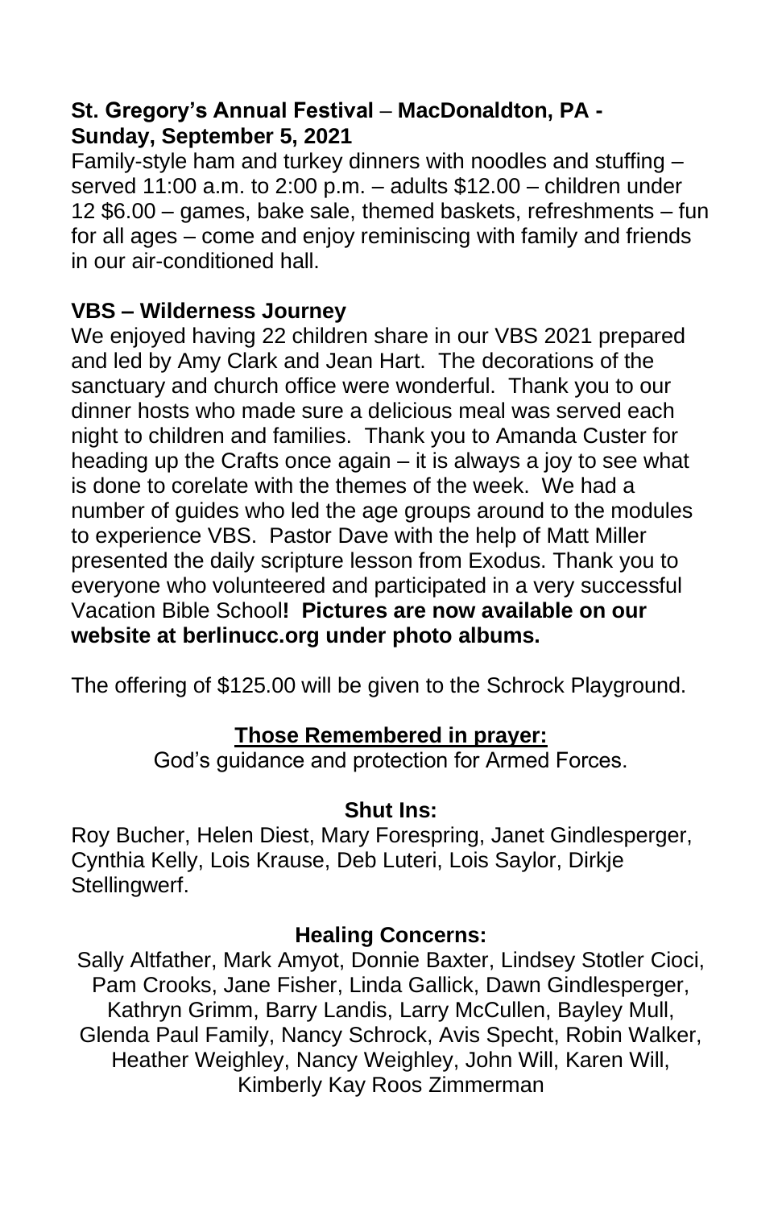**St. Gregory's Annual Festival – MacDonaldton, PA - Sunday, September 5, 2021**

Family-style ham and turkey dinners with noodles and stuffing – served 11:00 a.m. to 2:00 p.m. – adults $12.00 – children under 12 $6.00 – games, bake sale, themed baskets, refreshments – fun for all ages – come and enjoy reminiscing with family and friends in our air-conditioned hall.

**VBS – Wilderness Journey**

We enjoyed having 22 children share in our VBS 2021 prepared and led by Amy Clark and Jean Hart. The decorations of the sanctuary and church office were wonderful. Thank you to our dinner hosts who made sure a delicious meal was served each night to children and families. Thank you to Amanda Custer for heading up the Crafts once again – it is always a joy to see what is done to corelate with the themes of the week. We had a number of guides who led the age groups around to the modules to experience VBS. Pastor Dave with the help of Matt Miller presented the daily scripture lesson from Exodus. Thank you to everyone who volunteered and participated in a very successful Vacation Bible School**! Pictures are now available on our website at berlinucc.org under photo albums.**

The offering of $125.00 will be given to the Schrock Playground.

**Those Remembered in prayer:**

God's guidance and protection for Armed Forces.

**Shut Ins:**

Roy Bucher, Helen Diest, Mary Forespring, Janet Gindlesperger, Cynthia Kelly, Lois Krause, Deb Luteri, Lois Saylor, Dirkje Stellingwerf.

**Healing Concerns:**

Sally Altfather, Mark Amyot, Donnie Baxter, Lindsey Stotler Cioci, Pam Crooks, Jane Fisher, Linda Gallick, Dawn Gindlesperger, Kathryn Grimm, Barry Landis, Larry McCullen, Bayley Mull, Glenda Paul Family, Nancy Schrock, Avis Specht, Robin Walker, Heather Weighley, Nancy Weighley, John Will, Karen Will, Kimberly Kay Roos Zimmerman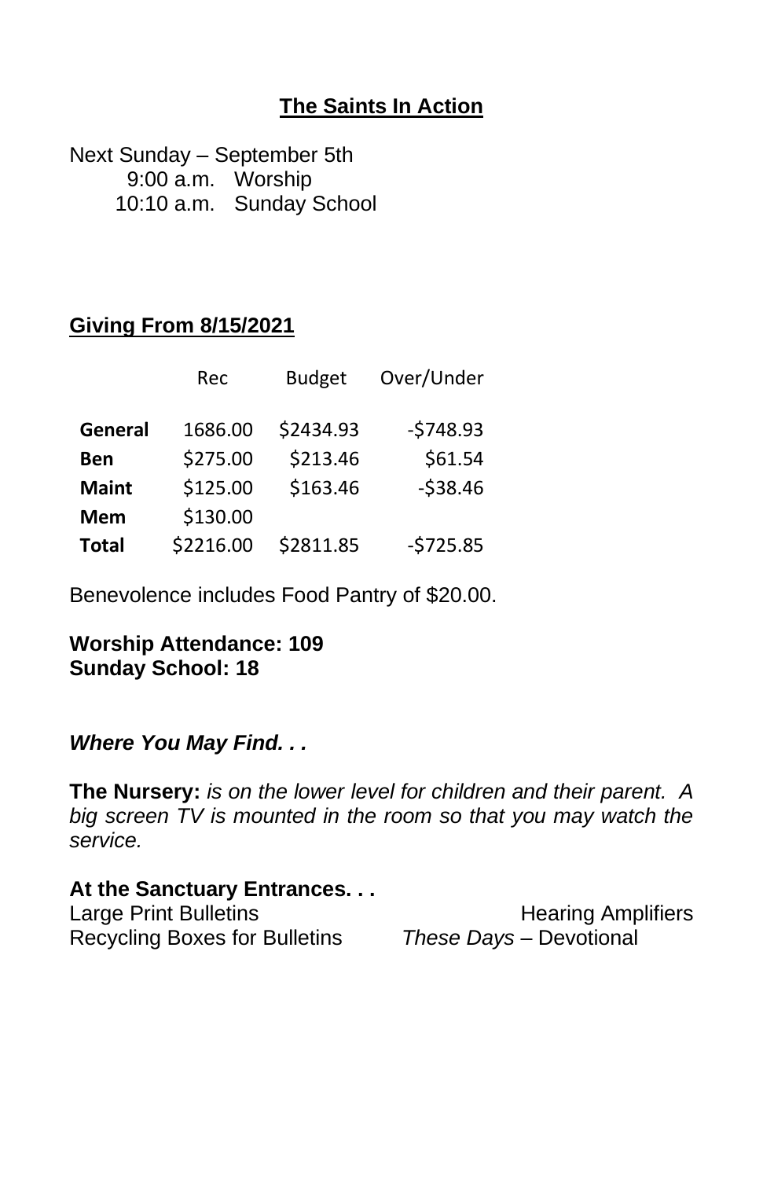## The Saints In Action

Next Sunday – September 5th
9:00 a.m. Worship
10:10 a.m. Sunday School

### Giving From 8/15/2021

| | Rec | Budget | Over/Under |
|---|---|---|---|
| **General** | 1686.00 | $2434.93 | -$748.93 |
| **Ben** | $275.00 | $213.46 | $61.54 |
| **Maint** | $125.00 | $163.46 | -$38.46 |
| **Mem** | $130.00 | | |
| **Total** | $2216.00 | $2811.85 | -$725.85 |

Benevolence includes Food Pantry of $20.00.

**Worship Attendance: 109**
**Sunday School: 18**

***Where You May Find. . .***

**The Nursery:** *is on the lower level for children and their parent. A big screen TV is mounted in the room so that you may watch the service.*

**At the Sanctuary Entrances. . .**

Large Print Bulletins
Hearing Amplifiers
Recycling Boxes for Bulletins
*These Days* – Devotional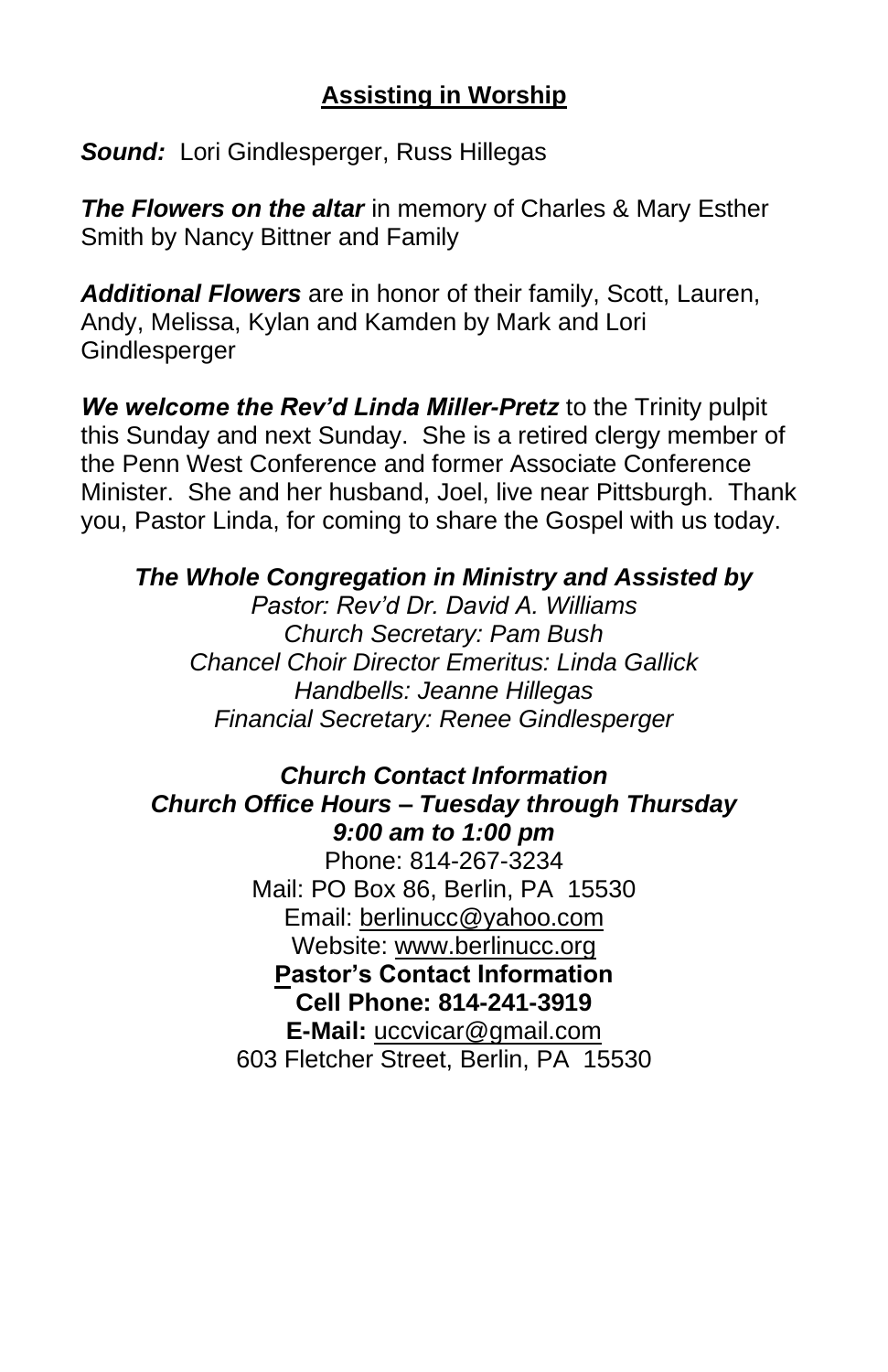## Assisting in Worship

***Sound:*** Lori Gindlesperger, Russ Hillegas

***The Flowers on the altar*** in memory of Charles & Mary Esther Smith by Nancy Bittner and Family

***Additional Flowers*** are in honor of their family, Scott, Lauren, Andy, Melissa, Kylan and Kamden by Mark and Lori Gindlesperger

***We welcome the Rev'd Linda Miller-Pretz*** to the Trinity pulpit this Sunday and next Sunday. She is a retired clergy member of the Penn West Conference and former Associate Conference Minister. She and her husband, Joel, live near Pittsburgh. Thank you, Pastor Linda, for coming to share the Gospel with us today.

***The Whole Congregation in Ministry and Assisted by***

*Pastor: Rev'd Dr. David A. Williams*
*Church Secretary: Pam Bush*
*Chancel Choir Director Emeritus: Linda Gallick*
*Handbells: Jeanne Hillegas*
*Financial Secretary: Renee Gindlesperger*

***Church Contact Information***
***Church Office Hours – Tuesday through Thursday***
***9:00 am to 1:00 pm***

Phone: 814-267-3234
Mail: PO Box 86, Berlin, PA 15530
Email: berlinucc@yahoo.com
Website: www.berlinucc.org

**Pastor's Contact Information**
**Cell Phone: 814-241-3919**
**E-Mail:** uccvicar@gmail.com
603 Fletcher Street, Berlin, PA 15530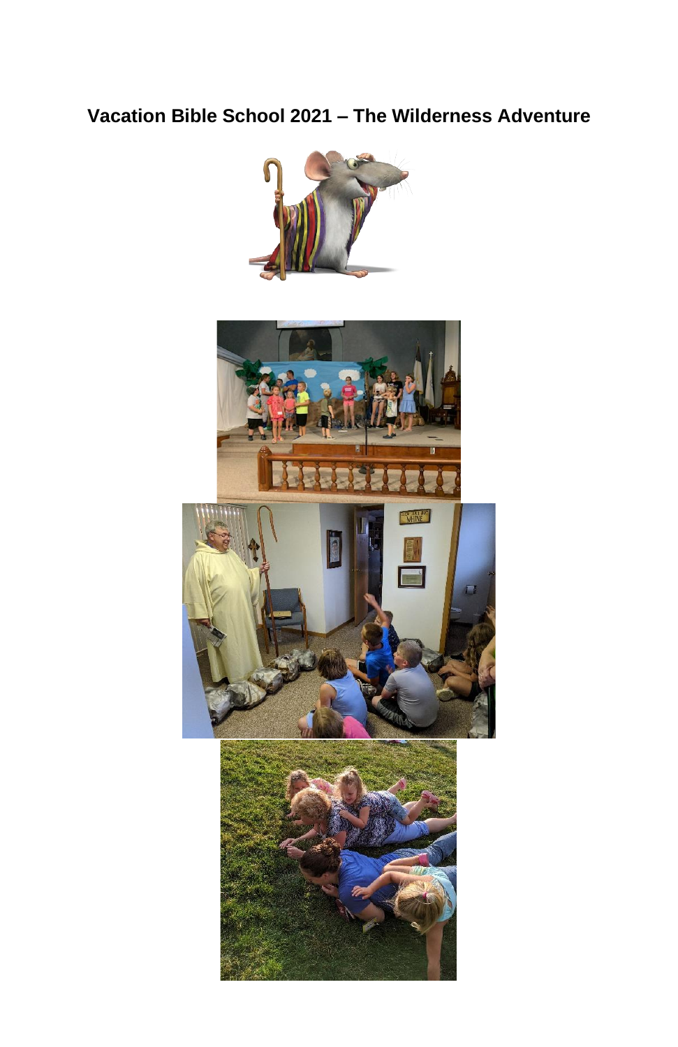# Vacation Bible School 2021 – The Wilderness Adventure